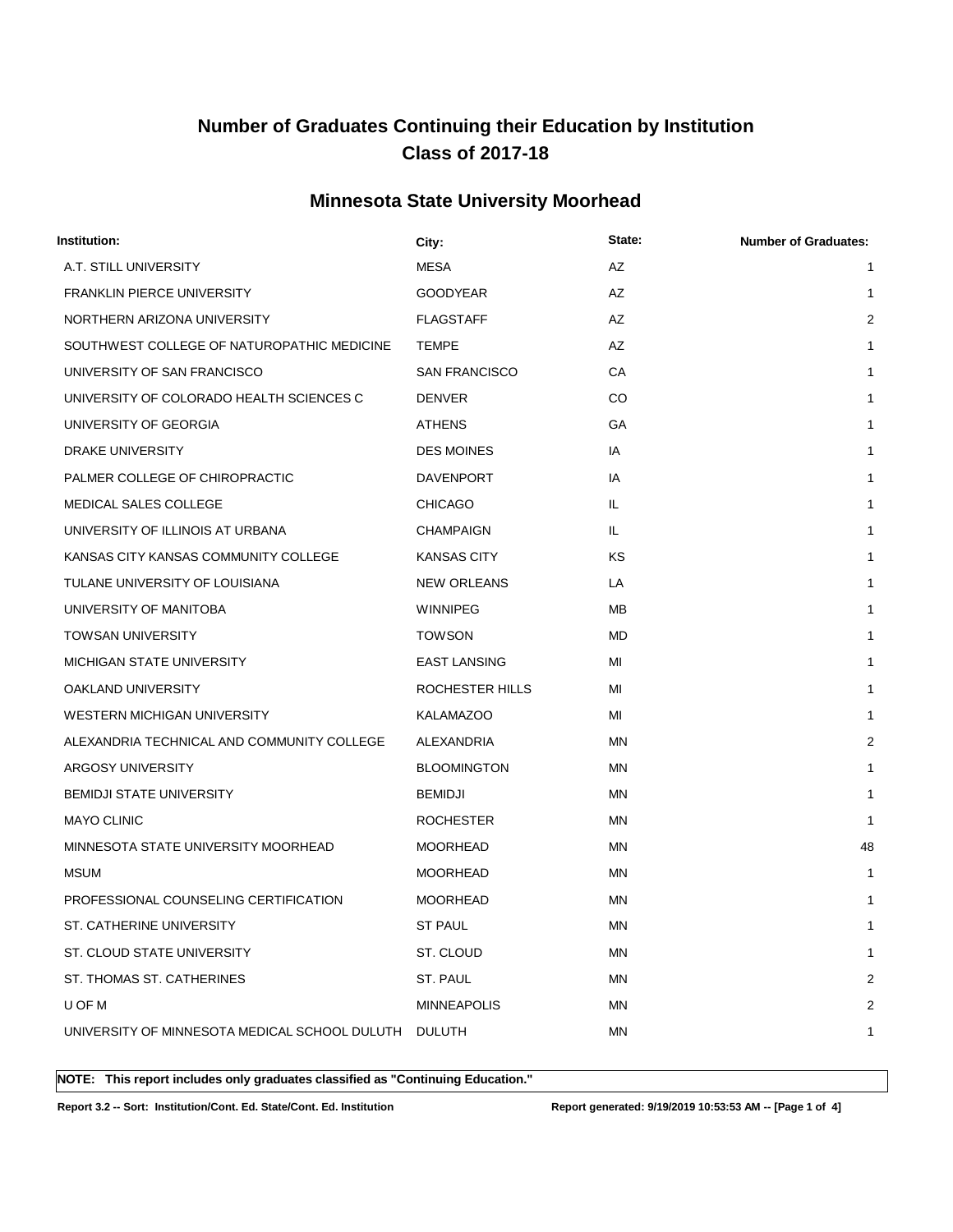# Number of Graduates Continuing their Education by Institution
# Class of 2017-18

## Minnesota State University Moorhead

| Institution: | City: | State: | Number of Graduates: |
|---|---|---|---|
| A.T. STILL UNIVERSITY | MESA | AZ | 1 |
| FRANKLIN PIERCE UNIVERSITY | GOODYEAR | AZ | 1 |
| NORTHERN ARIZONA UNIVERSITY | FLAGSTAFF | AZ | 2 |
| SOUTHWEST COLLEGE OF NATUROPATHIC MEDICINE | TEMPE | AZ | 1 |
| UNIVERSITY OF SAN FRANCISCO | SAN FRANCISCO | CA | 1 |
| UNIVERSITY OF COLORADO HEALTH SCIENCES C | DENVER | CO | 1 |
| UNIVERSITY OF GEORGIA | ATHENS | GA | 1 |
| DRAKE UNIVERSITY | DES MOINES | IA | 1 |
| PALMER COLLEGE OF CHIROPRACTIC | DAVENPORT | IA | 1 |
| MEDICAL SALES COLLEGE | CHICAGO | IL | 1 |
| UNIVERSITY OF ILLINOIS AT URBANA | CHAMPAIGN | IL | 1 |
| KANSAS CITY KANSAS COMMUNITY COLLEGE | KANSAS CITY | KS | 1 |
| TULANE UNIVERSITY OF LOUISIANA | NEW ORLEANS | LA | 1 |
| UNIVERSITY OF MANITOBA | WINNIPEG | MB | 1 |
| TOWSAN UNIVERSITY | TOWSON | MD | 1 |
| MICHIGAN STATE UNIVERSITY | EAST LANSING | MI | 1 |
| OAKLAND UNIVERSITY | ROCHESTER HILLS | MI | 1 |
| WESTERN MICHIGAN UNIVERSITY | KALAMAZOO | MI | 1 |
| ALEXANDRIA TECHNICAL AND COMMUNITY COLLEGE | ALEXANDRIA | MN | 2 |
| ARGOSY UNIVERSITY | BLOOMINGTON | MN | 1 |
| BEMIDJI STATE UNIVERSITY | BEMIDJI | MN | 1 |
| MAYO CLINIC | ROCHESTER | MN | 1 |
| MINNESOTA STATE UNIVERSITY MOORHEAD | MOORHEAD | MN | 48 |
| MSUM | MOORHEAD | MN | 1 |
| PROFESSIONAL COUNSELING CERTIFICATION | MOORHEAD | MN | 1 |
| ST. CATHERINE UNIVERSITY | ST PAUL | MN | 1 |
| ST. CLOUD STATE UNIVERSITY | ST. CLOUD | MN | 1 |
| ST. THOMAS ST. CATHERINES | ST. PAUL | MN | 2 |
| U OF M | MINNEAPOLIS | MN | 2 |
| UNIVERSITY OF MINNESOTA MEDICAL SCHOOL DULUTH | DULUTH | MN | 1 |

**NOTE: This report includes only graduates classified as "Continuing Education."**

**Report 3.2 -- Sort: Institution/Cont. Ed. State/Cont. Ed. Institution** **Report generated: 9/19/2019 10:53:53 AM**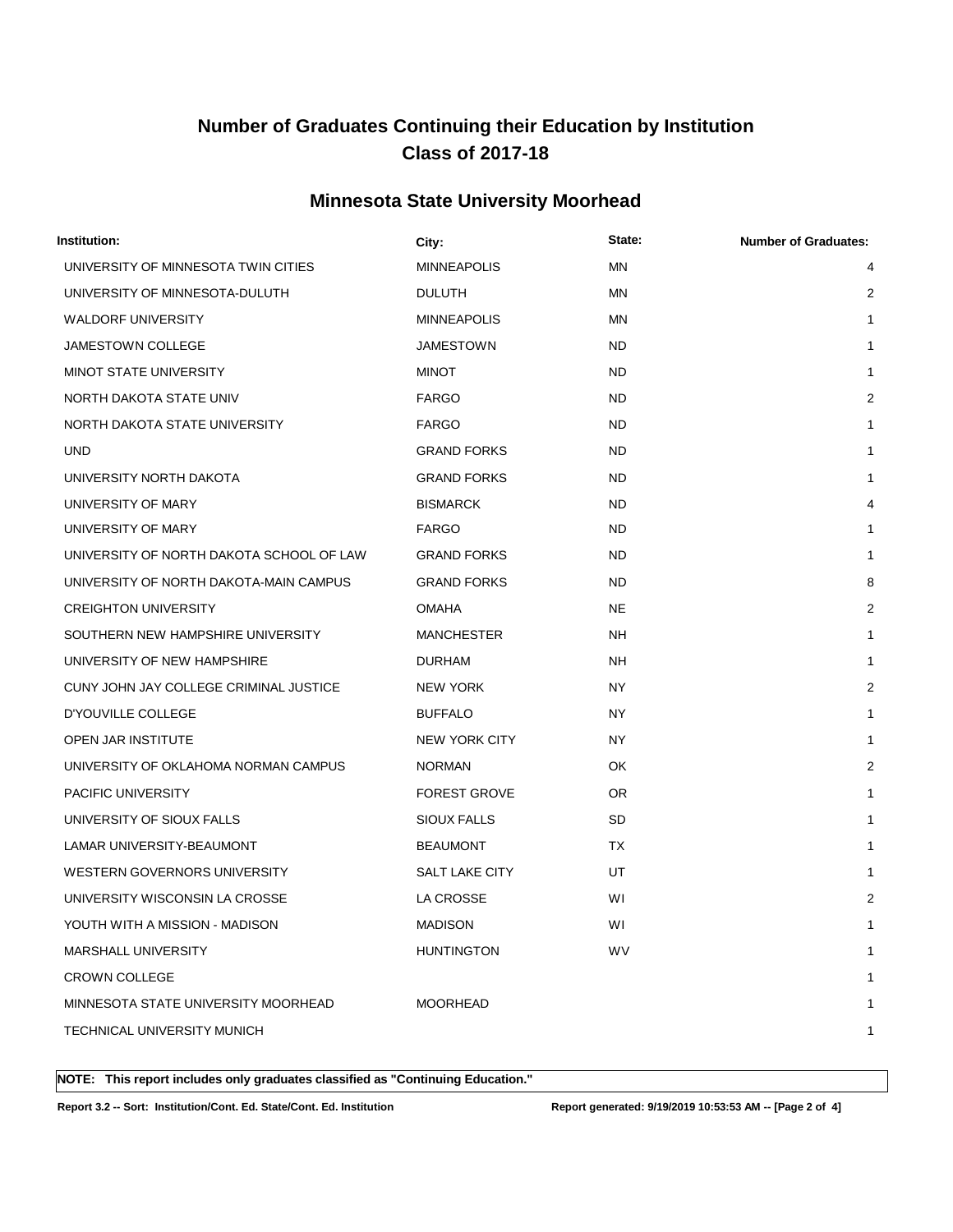# Number of Graduates Continuing their Education by Institution
## Class of 2017-18

## Minnesota State University Moorhead

| Institution: | City: | State: | Number of Graduates: |
|---|---|---|---|
| UNIVERSITY OF MINNESOTA TWIN CITIES | MINNEAPOLIS | MN | 4 |
| UNIVERSITY OF MINNESOTA-DULUTH | DULUTH | MN | 2 |
| WALDORF UNIVERSITY | MINNEAPOLIS | MN | 1 |
| JAMESTOWN COLLEGE | JAMESTOWN | ND | 1 |
| MINOT STATE UNIVERSITY | MINOT | ND | 1 |
| NORTH DAKOTA STATE UNIV | FARGO | ND | 2 |
| NORTH DAKOTA STATE UNIVERSITY | FARGO | ND | 1 |
| UND | GRAND FORKS | ND | 1 |
| UNIVERSITY NORTH DAKOTA | GRAND FORKS | ND | 1 |
| UNIVERSITY OF MARY | BISMARCK | ND | 4 |
| UNIVERSITY OF MARY | FARGO | ND | 1 |
| UNIVERSITY OF NORTH DAKOTA SCHOOL OF LAW | GRAND FORKS | ND | 1 |
| UNIVERSITY OF NORTH DAKOTA-MAIN CAMPUS | GRAND FORKS | ND | 8 |
| CREIGHTON UNIVERSITY | OMAHA | NE | 2 |
| SOUTHERN NEW HAMPSHIRE UNIVERSITY | MANCHESTER | NH | 1 |
| UNIVERSITY OF NEW HAMPSHIRE | DURHAM | NH | 1 |
| CUNY JOHN JAY COLLEGE CRIMINAL JUSTICE | NEW YORK | NY | 2 |
| D'YOUVILLE COLLEGE | BUFFALO | NY | 1 |
| OPEN JAR INSTITUTE | NEW YORK CITY | NY | 1 |
| UNIVERSITY OF OKLAHOMA NORMAN CAMPUS | NORMAN | OK | 2 |
| PACIFIC UNIVERSITY | FOREST GROVE | OR | 1 |
| UNIVERSITY OF SIOUX FALLS | SIOUX FALLS | SD | 1 |
| LAMAR UNIVERSITY-BEAUMONT | BEAUMONT | TX | 1 |
| WESTERN GOVERNORS UNIVERSITY | SALT LAKE CITY | UT | 1 |
| UNIVERSITY WISCONSIN LA CROSSE | LA CROSSE | WI | 2 |
| YOUTH WITH A MISSION - MADISON | MADISON | WI | 1 |
| MARSHALL UNIVERSITY | HUNTINGTON | WV | 1 |
| CROWN COLLEGE | | | 1 |
| MINNESOTA STATE UNIVERSITY MOORHEAD | MOORHEAD | | 1 |
| TECHNICAL UNIVERSITY MUNICH | | | 1 |

**NOTE: This report includes only graduates classified as "Continuing Education."**

**Report 3.2 -- Sort: Institution/Cont. Ed. State/Cont. Ed. Institution** **Report generated: 9/19/2019 10:53:53 AM**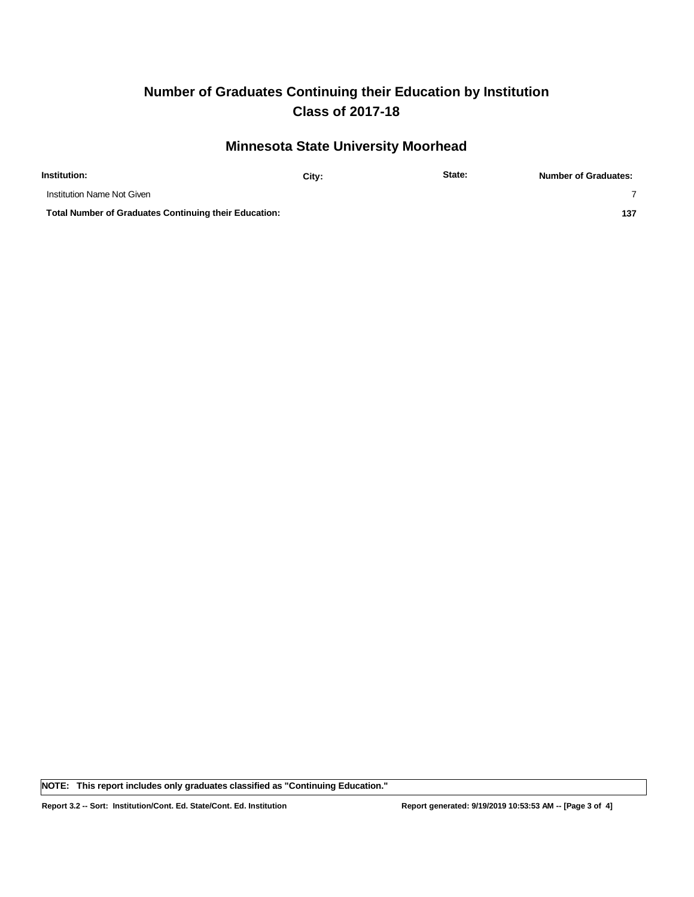# Number of Graduates Continuing their Education by Institution
# Class of 2017-18

## Minnesota State University Moorhead

| Institution: | City: | State: | Number of Graduates: |
|---|---|---|---|
| Institution Name Not Given | | | 7 |
| **Total Number of Graduates Continuing their Education:** | | | **137** |

**NOTE: This report includes only graduates classified as "Continuing Education."**

**Report 3.2 -- Sort: Institution/Cont. Ed. State/Cont. Ed. Institution**

**Report generated: 9/19/2019 10:53:53 AM**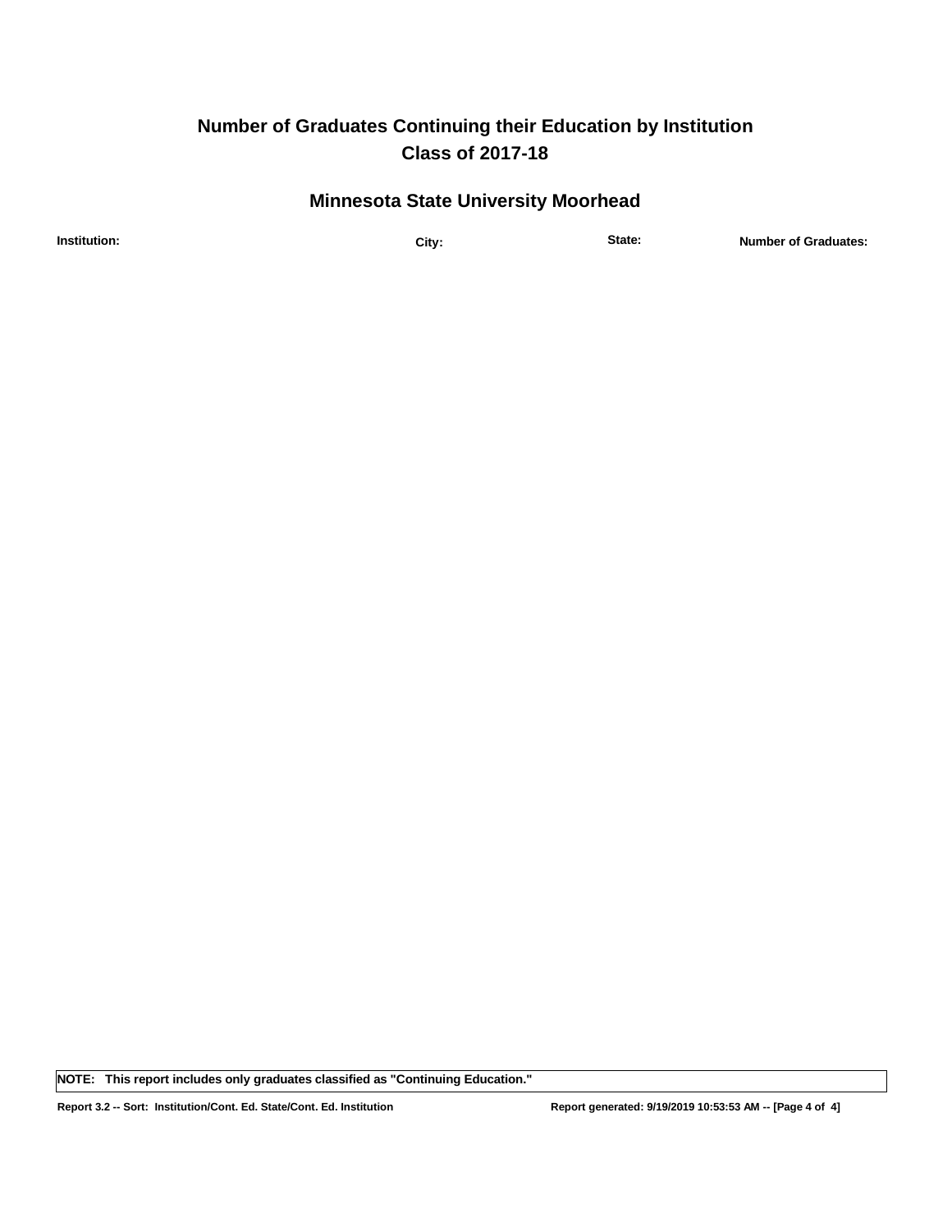# Number of Graduates Continuing their Education by Institution
# Class of 2017-18

## Minnesota State University Moorhead

| Institution: | City: | State: | Number of Graduates: |
|---|---|---|---|

**NOTE: This report includes only graduates classified as "Continuing Education."**

**Report 3.2 -- Sort: Institution/Cont. Ed. State/Cont. Ed. Institution** **Report generated: 9/19/2019 10:53:53 AM**